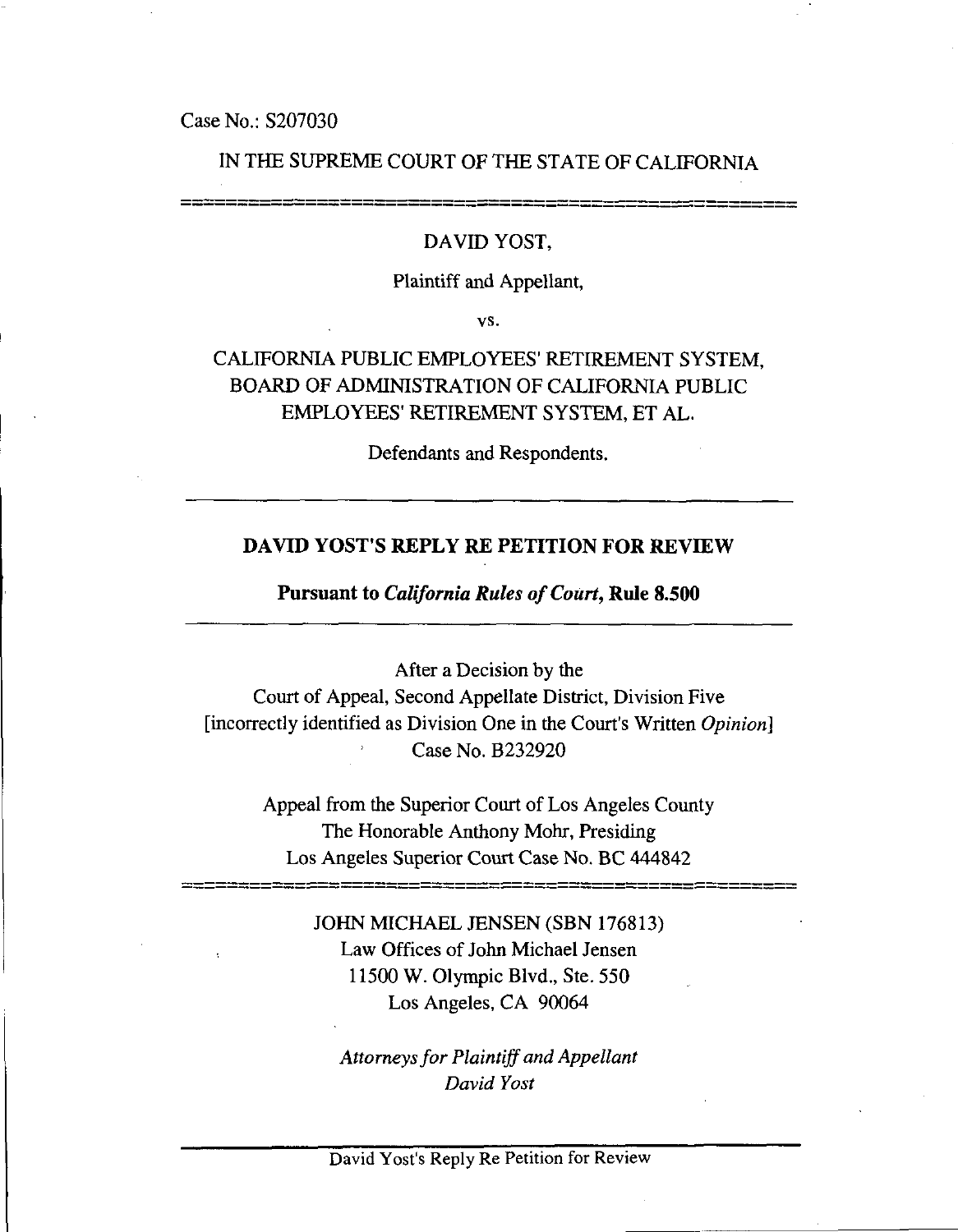Case No.: S207030

IN THE SUPREME COURT OF THE STATE OF CALIFORNIA

---

DAVID YOST,

Plaintiff and Appellant,

vs.

CALIFORNIA PUBLIC EMPLOYEES' RETIREMENT SYSTEM, BOARD OF ADMINISTRATION OF CALIFORNIA PUBLIC EMPLOYEES' RETIREMENT SYSTEM, ET AL.

Defendants and Respondents.

---

**DAVID YOST'S REPLY RE PETITION FOR REVIEW**

**Pursuant to *California Rules of Court*, Rule 8.500**

---

After a Decision by the
Court of Appeal, Second Appellate District, Division Five
[incorrectly identified as Division One in the Court's Written *Opinion*]
Case No. B232920

Appeal from the Superior Court of Los Angeles County
The Honorable Anthony Mohr, Presiding
Los Angeles Superior Court Case No. BC 444842

---

JOHN MICHAEL JENSEN (SBN 176813)
Law Offices of John Michael Jensen
11500 W. Olympic Blvd., Ste. 550
Los Angeles, CA 90064

*Attorneys for Plaintiff and Appellant*
*David Yost*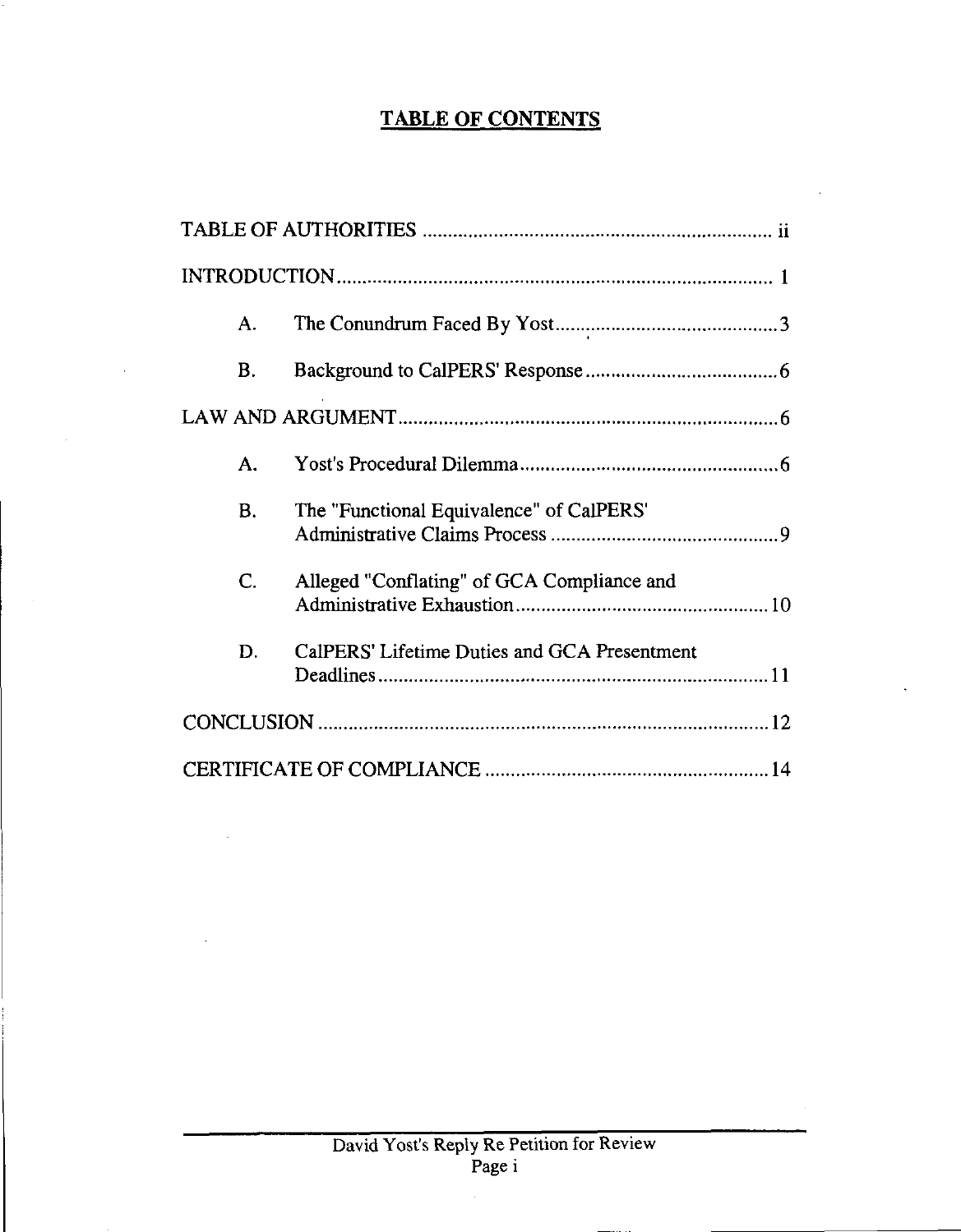# TABLE OF CONTENTS

TABLE OF AUTHORITIES ........................................................................ ii

INTRODUCTION ........................................................................................ 1

A. The Conundrum Faced By Yost ............................................ 3

B. Background to CalPERS' Response ...................................... 6

LAW AND ARGUMENT ........................................................................... 6

A. Yost's Procedural Dilemma ................................................... 6

B. The "Functional Equivalence" of CalPERS' Administrative Claims Process ............................................ 9

C. Alleged "Conflating" of GCA Compliance and Administrative Exhaustion .................................................. 10

D. CalPERS' Lifetime Duties and GCA Presentment Deadlines ........................................................................... 11

CONCLUSION ........................................................................................ 12

CERTIFICATE OF COMPLIANCE ........................................................ 14

David Yost's Reply Re Petition for Review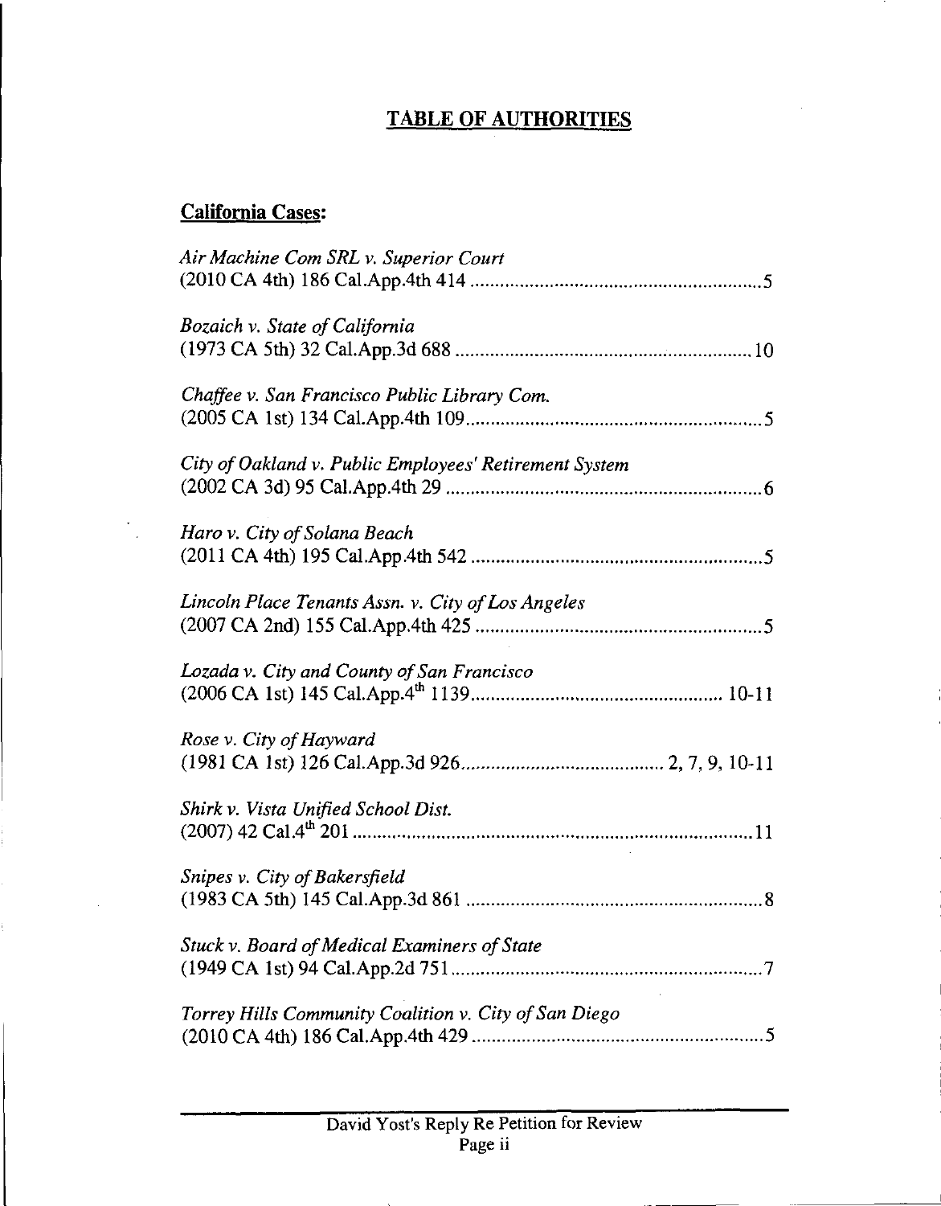# TABLE OF AUTHORITIES

## California Cases:

*Air Machine Com SRL v. Superior Court*
(2010 CA 4th) 186 Cal.App.4th 414 .......................................................... 5

*Bozaich v. State of California*
(1973 CA 5th) 32 Cal.App.3d 688 .......................................................... 10

*Chaffee v. San Francisco Public Library Com.*
(2005 CA 1st) 134 Cal.App.4th 109 .......................................................... 5

*City of Oakland v. Public Employees' Retirement System*
(2002 CA 3d) 95 Cal.App.4th 29 .......................................................... 6

*Haro v. City of Solana Beach*
(2011 CA 4th) 195 Cal.App.4th 542 .......................................................... 5

*Lincoln Place Tenants Assn. v. City of Los Angeles*
(2007 CA 2nd) 155 Cal.App.4th 425 .......................................................... 5

*Lozada v. City and County of San Francisco*
(2006 CA 1st) 145 Cal.App.4th 1139 .......................................................... 10-11

*Rose v. City of Hayward*
(1981 CA 1st) 126 Cal.App.3d 926 .......................................................... 2, 7, 9, 10-11

*Shirk v. Vista Unified School Dist.*
(2007) 42 Cal.4th 201 .......................................................... 11

*Snipes v. City of Bakersfield*
(1983 CA 5th) 145 Cal.App.3d 861 .......................................................... 8

*Stuck v. Board of Medical Examiners of State*
(1949 CA 1st) 94 Cal.App.2d 751 .......................................................... 7

*Torrey Hills Community Coalition v. City of San Diego*
(2010 CA 4th) 186 Cal.App.4th 429 .......................................................... 5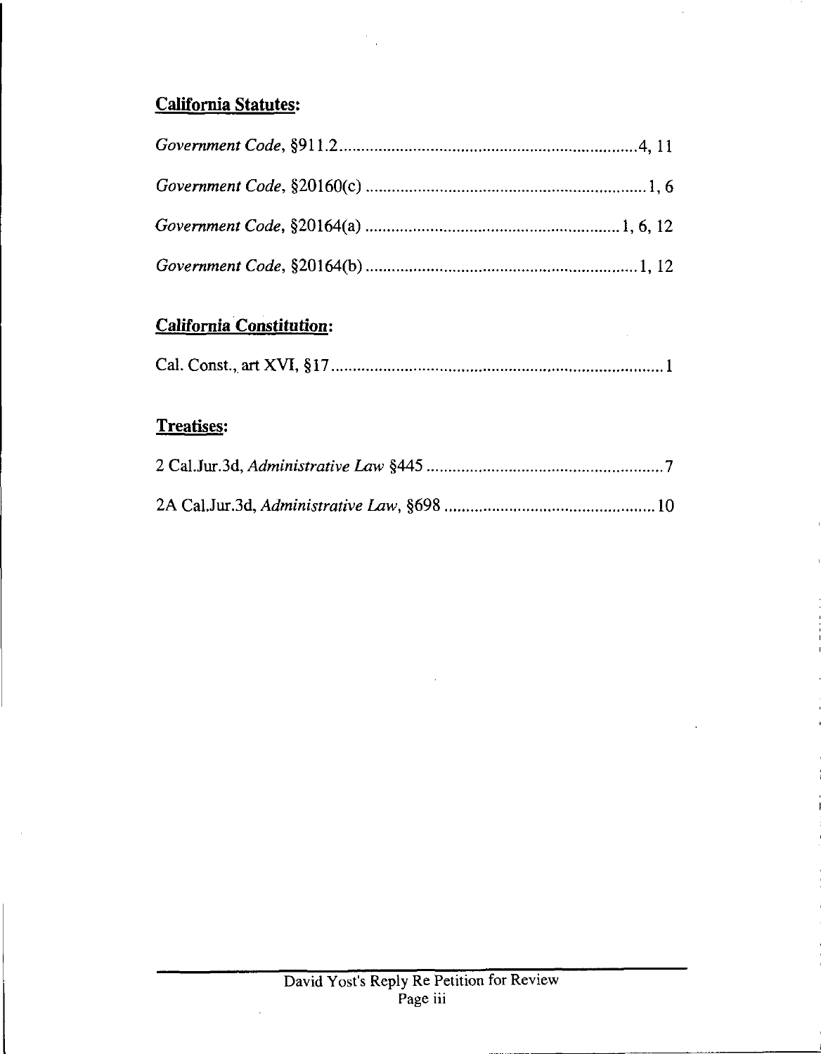**California Statutes:**

*Government Code*, §911.2 .......................................................................4, 11

*Government Code*, §20160(c) .....................................................................1, 6

*Government Code*, §20164(a) .................................................................1, 6, 12

*Government Code*, §20164(b) ....................................................................1, 12

**California Constitution:**

Cal. Const., art XVI, §17 ...............................................................................1

**Treatises:**

2 Cal.Jur.3d, *Administrative Law* §445 ..........................................................7

2A Cal.Jur.3d, *Administrative Law*, §698 ......................................................10

David Yost's Reply Re Petition for Review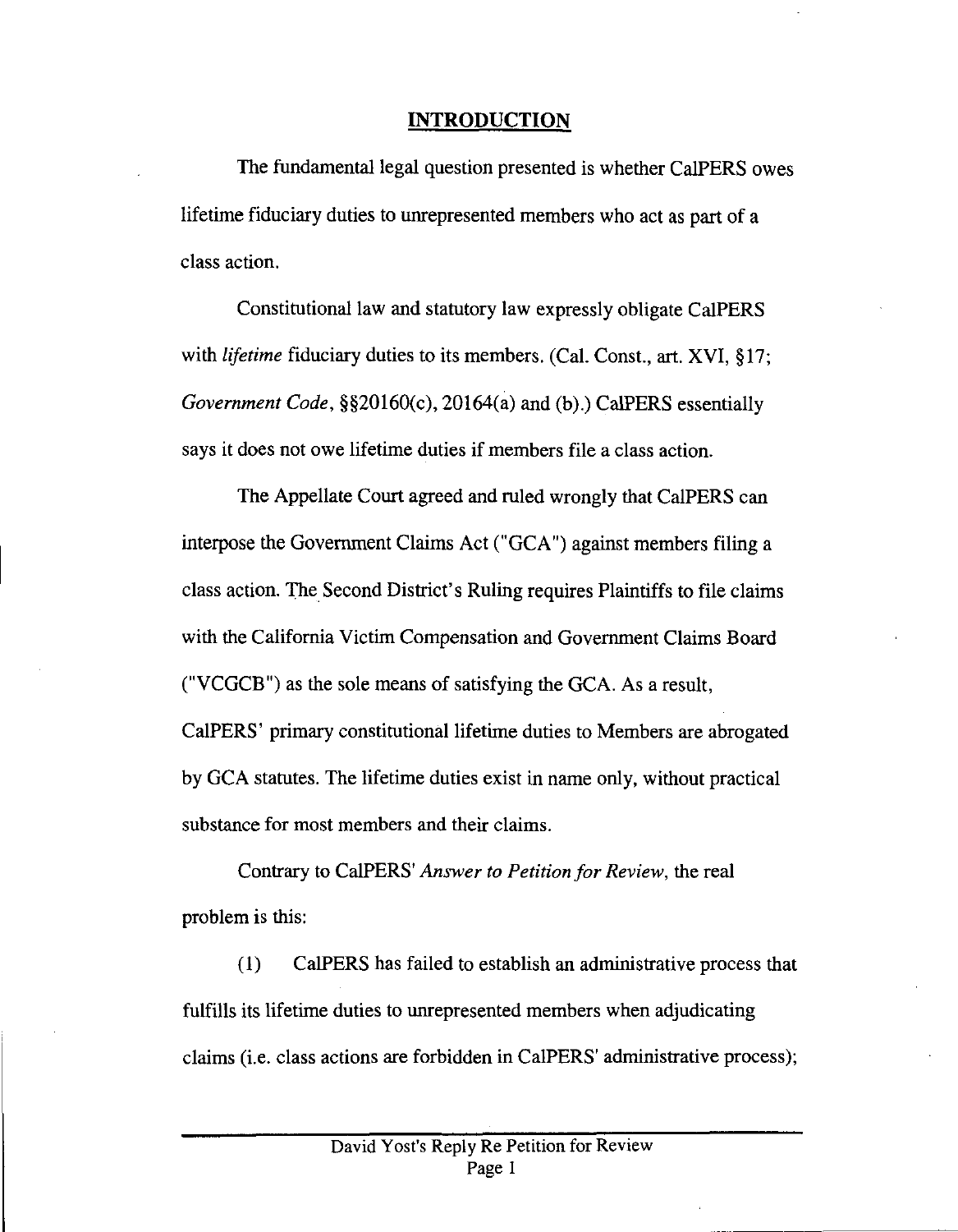## INTRODUCTION

The fundamental legal question presented is whether CalPERS owes lifetime fiduciary duties to unrepresented members who act as part of a class action.

Constitutional law and statutory law expressly obligate CalPERS with *lifetime* fiduciary duties to its members. (Cal. Const., art. XVI, §17; *Government Code*, §§20160(c), 20164(a) and (b).) CalPERS essentially says it does not owe lifetime duties if members file a class action.

The Appellate Court agreed and ruled wrongly that CalPERS can interpose the Government Claims Act ("GCA") against members filing a class action. The Second District's Ruling requires Plaintiffs to file claims with the California Victim Compensation and Government Claims Board ("VCGCB") as the sole means of satisfying the GCA. As a result, CalPERS' primary constitutional lifetime duties to Members are abrogated by GCA statutes. The lifetime duties exist in name only, without practical substance for most members and their claims.

Contrary to CalPERS' *Answer to Petition for Review*, the real problem is this:

(1) CalPERS has failed to establish an administrative process that fulfills its lifetime duties to unrepresented members when adjudicating claims (i.e. class actions are forbidden in CalPERS' administrative process);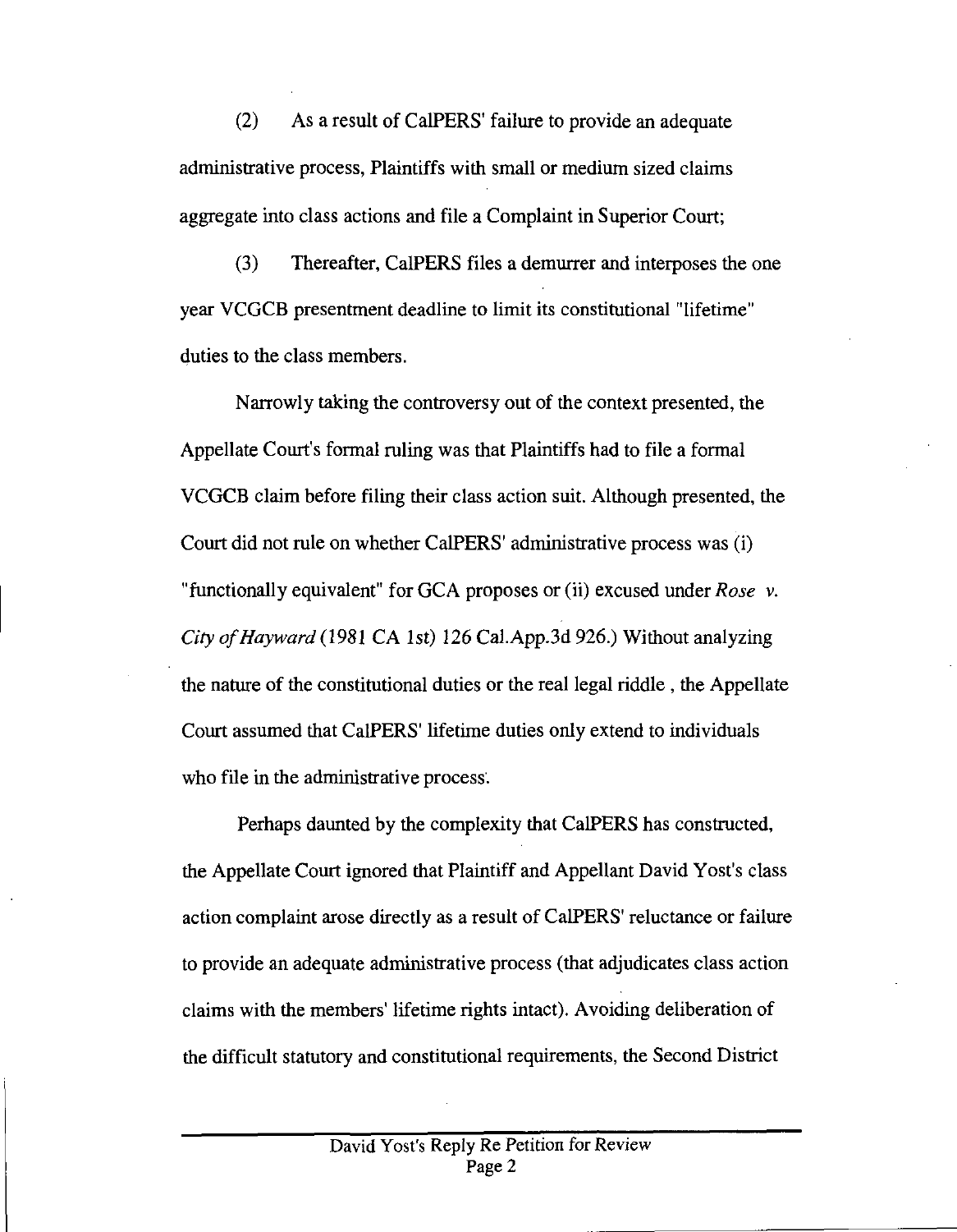(2) As a result of CalPERS' failure to provide an adequate administrative process, Plaintiffs with small or medium sized claims aggregate into class actions and file a Complaint in Superior Court;

(3) Thereafter, CalPERS files a demurrer and interposes the one year VCGCB presentment deadline to limit its constitutional "lifetime" duties to the class members.

Narrowly taking the controversy out of the context presented, the Appellate Court's formal ruling was that Plaintiffs had to file a formal VCGCB claim before filing their class action suit. Although presented, the Court did not rule on whether CalPERS' administrative process was (i) "functionally equivalent" for GCA proposes or (ii) excused under *Rose v. City of Hayward* (1981 CA 1st) 126 Cal.App.3d 926.) Without analyzing the nature of the constitutional duties or the real legal riddle , the Appellate Court assumed that CalPERS' lifetime duties only extend to individuals who file in the administrative process.

Perhaps daunted by the complexity that CalPERS has constructed, the Appellate Court ignored that Plaintiff and Appellant David Yost's class action complaint arose directly as a result of CalPERS' reluctance or failure to provide an adequate administrative process (that adjudicates class action claims with the members' lifetime rights intact). Avoiding deliberation of the difficult statutory and constitutional requirements, the Second District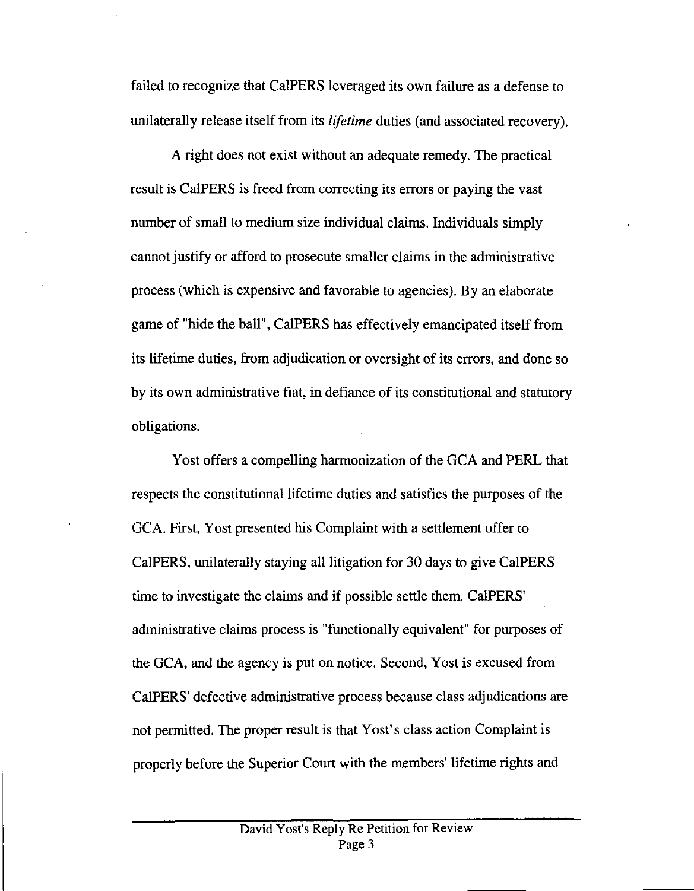failed to recognize that CalPERS leveraged its own failure as a defense to unilaterally release itself from its *lifetime* duties (and associated recovery).

A right does not exist without an adequate remedy. The practical result is CalPERS is freed from correcting its errors or paying the vast number of small to medium size individual claims. Individuals simply cannot justify or afford to prosecute smaller claims in the administrative process (which is expensive and favorable to agencies). By an elaborate game of "hide the ball", CalPERS has effectively emancipated itself from its lifetime duties, from adjudication or oversight of its errors, and done so by its own administrative fiat, in defiance of its constitutional and statutory obligations.

Yost offers a compelling harmonization of the GCA and PERL that respects the constitutional lifetime duties and satisfies the purposes of the GCA. First, Yost presented his Complaint with a settlement offer to CalPERS, unilaterally staying all litigation for 30 days to give CalPERS time to investigate the claims and if possible settle them. CalPERS' administrative claims process is "functionally equivalent" for purposes of the GCA, and the agency is put on notice. Second, Yost is excused from CalPERS' defective administrative process because class adjudications are not permitted. The proper result is that Yost's class action Complaint is properly before the Superior Court with the members' lifetime rights and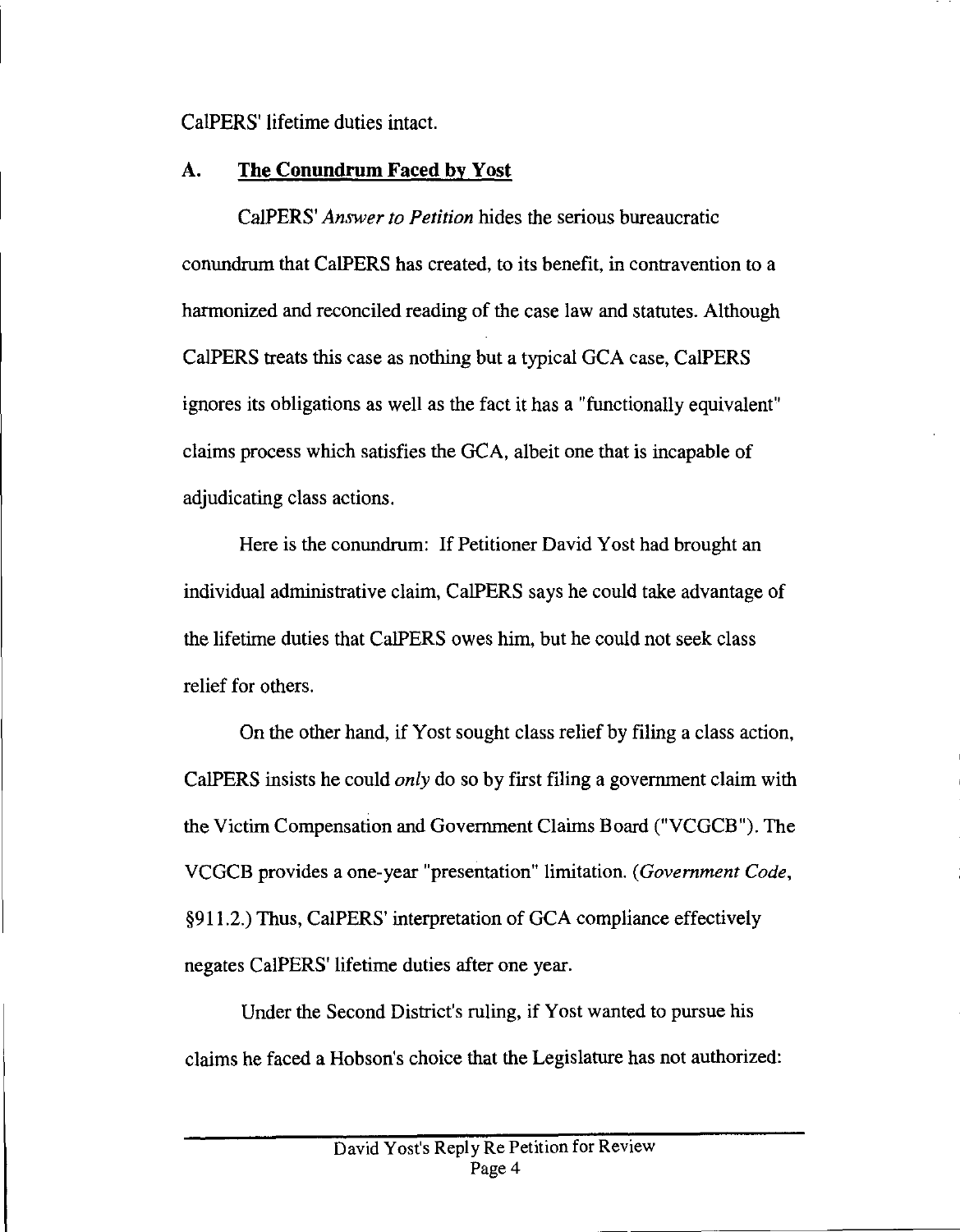CalPERS' lifetime duties intact.

## A. The Conundrum Faced by Yost

CalPERS' *Answer to Petition* hides the serious bureaucratic conundrum that CalPERS has created, to its benefit, in contravention to a harmonized and reconciled reading of the case law and statutes. Although CalPERS treats this case as nothing but a typical GCA case, CalPERS ignores its obligations as well as the fact it has a "functionally equivalent" claims process which satisfies the GCA, albeit one that is incapable of adjudicating class actions.

Here is the conundrum: If Petitioner David Yost had brought an individual administrative claim, CalPERS says he could take advantage of the lifetime duties that CalPERS owes him, but he could not seek class relief for others.

On the other hand, if Yost sought class relief by filing a class action, CalPERS insists he could *only* do so by first filing a government claim with the Victim Compensation and Government Claims Board ("VCGCB"). The VCGCB provides a one-year "presentation" limitation. (*Government Code*, §911.2.) Thus, CalPERS' interpretation of GCA compliance effectively negates CalPERS' lifetime duties after one year.

Under the Second District's ruling, if Yost wanted to pursue his claims he faced a Hobson's choice that the Legislature has not authorized: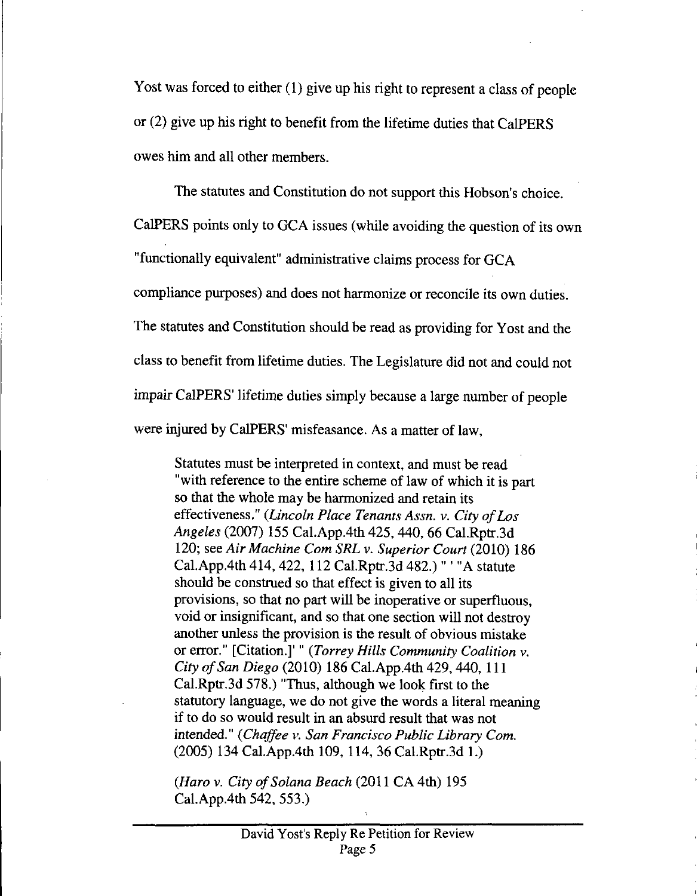Yost was forced to either (1) give up his right to represent a class of people or (2) give up his right to benefit from the lifetime duties that CalPERS owes him and all other members.

The statutes and Constitution do not support this Hobson's choice. CalPERS points only to GCA issues (while avoiding the question of its own "functionally equivalent" administrative claims process for GCA compliance purposes) and does not harmonize or reconcile its own duties. The statutes and Constitution should be read as providing for Yost and the class to benefit from lifetime duties. The Legislature did not and could not impair CalPERS' lifetime duties simply because a large number of people were injured by CalPERS' misfeasance. As a matter of law,

> Statutes must be interpreted in context, and must be read "with reference to the entire scheme of law of which it is part so that the whole may be harmonized and retain its effectiveness." (*Lincoln Place Tenants Assn. v. City of Los Angeles* (2007) 155 Cal.App.4th 425, 440, 66 Cal.Rptr.3d 120; see *Air Machine Com SRL v. Superior Court* (2010) 186 Cal.App.4th 414, 422, 112 Cal.Rptr.3d 482.) " ' "A statute should be construed so that effect is given to all its provisions, so that no part will be inoperative or superfluous, void or insignificant, and so that one section will not destroy another unless the provision is the result of obvious mistake or error." [Citation.]' " (*Torrey Hills Community Coalition v. City of San Diego* (2010) 186 Cal.App.4th 429, 440, 111 Cal.Rptr.3d 578.) "Thus, although we look first to the statutory language, we do not give the words a literal meaning if to do so would result in an absurd result that was not intended." (*Chaffee v. San Francisco Public Library Com.* (2005) 134 Cal.App.4th 109, 114, 36 Cal.Rptr.3d 1.)
>
> (*Haro v. City of Solana Beach* (2011 CA 4th) 195 Cal.App.4th 542, 553.)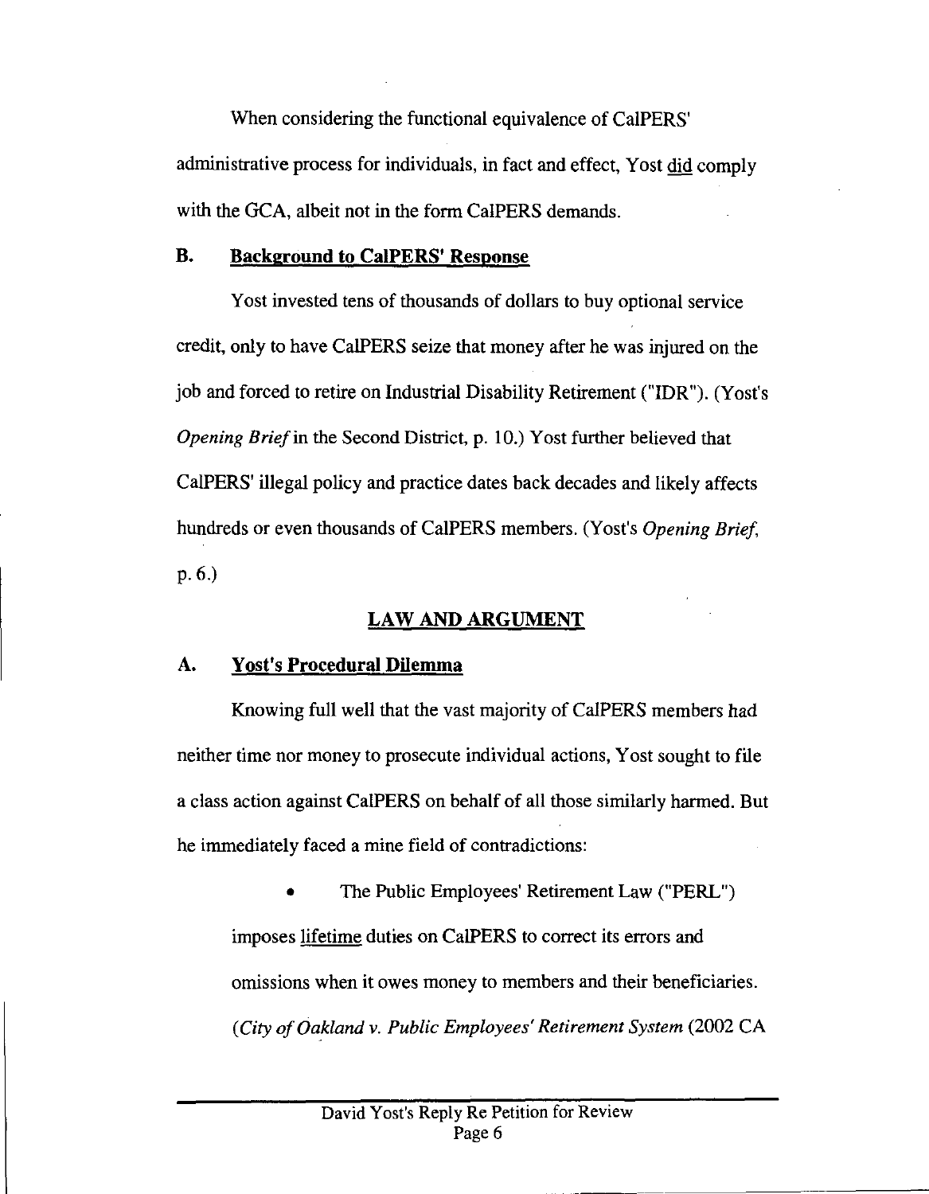When considering the functional equivalence of CalPERS' administrative process for individuals, in fact and effect, Yost did comply with the GCA, albeit not in the form CalPERS demands.

## B. Background to CalPERS' Response

Yost invested tens of thousands of dollars to buy optional service credit, only to have CalPERS seize that money after he was injured on the job and forced to retire on Industrial Disability Retirement ("IDR"). (Yost's *Opening Brief* in the Second District, p. 10.) Yost further believed that CalPERS' illegal policy and practice dates back decades and likely affects hundreds or even thousands of CalPERS members. (Yost's *Opening Brief*, p. 6.)

## LAW AND ARGUMENT

## A. Yost's Procedural Dilemma

Knowing full well that the vast majority of CalPERS members had neither time nor money to prosecute individual actions, Yost sought to file a class action against CalPERS on behalf of all those similarly harmed. But he immediately faced a mine field of contradictions:

- The Public Employees' Retirement Law ("PERL") imposes lifetime duties on CalPERS to correct its errors and omissions when it owes money to members and their beneficiaries. (*City of Oakland v. Public Employees' Retirement System* (2002 CA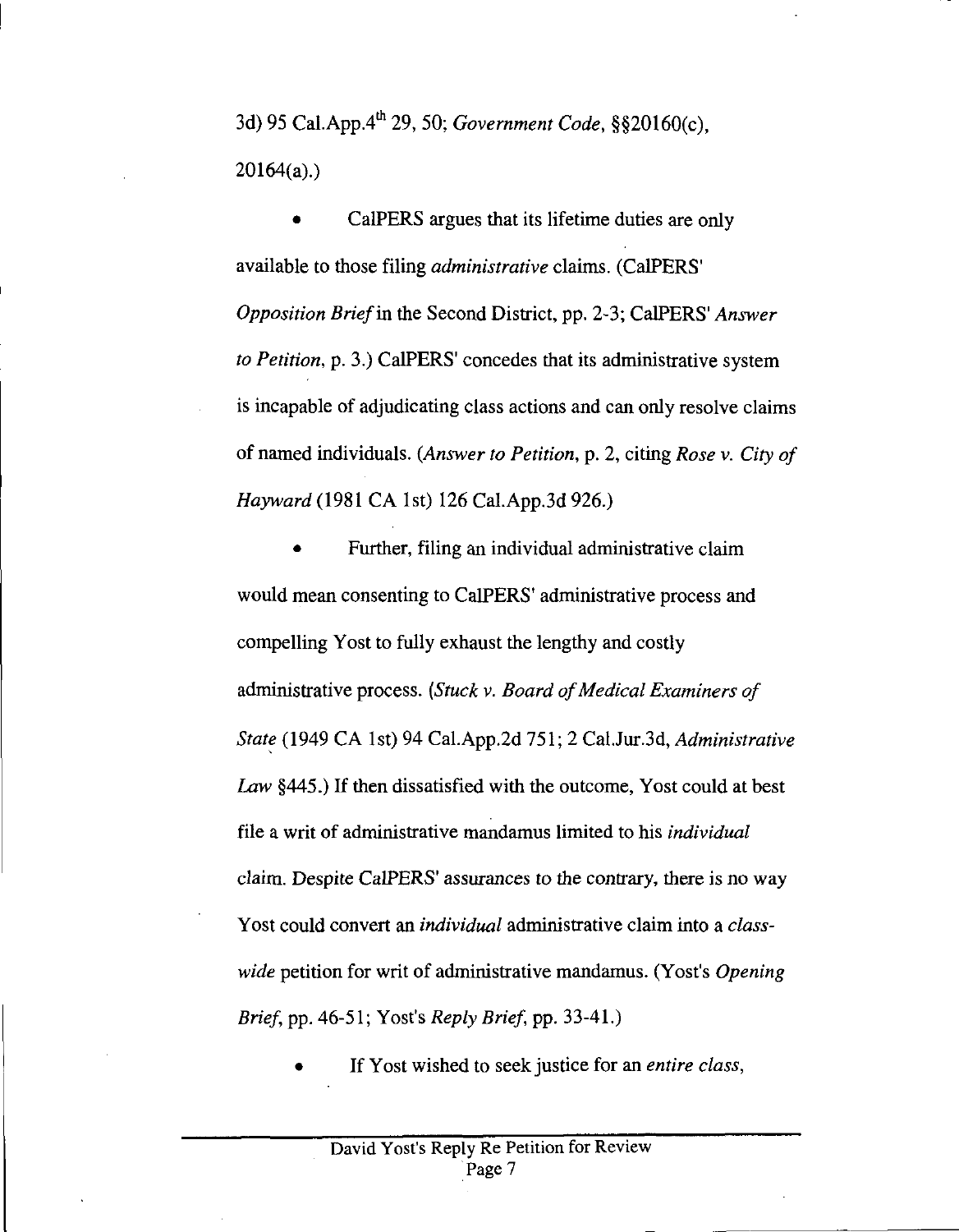3d) 95 Cal.App.4th 29, 50; *Government Code*, §§20160(c), 20164(a).)

- CalPERS argues that its lifetime duties are only available to those filing *administrative* claims. (CalPERS' *Opposition Brief* in the Second District, pp. 2-3; CalPERS' *Answer to Petition*, p. 3.) CalPERS' concedes that its administrative system is incapable of adjudicating class actions and can only resolve claims of named individuals. (*Answer to Petition*, p. 2, citing *Rose v. City of Hayward* (1981 CA 1st) 126 Cal.App.3d 926.)

- Further, filing an individual administrative claim would mean consenting to CalPERS' administrative process and compelling Yost to fully exhaust the lengthy and costly administrative process. (*Stuck v. Board of Medical Examiners of State* (1949 CA 1st) 94 Cal.App.2d 751; 2 Cal.Jur.3d, *Administrative Law* §445.) If then dissatisfied with the outcome, Yost could at best file a writ of administrative mandamus limited to his *individual* claim. Despite CalPERS' assurances to the contrary, there is no way Yost could convert an *individual* administrative claim into a *class-wide* petition for writ of administrative mandamus. (Yost's *Opening Brief*, pp. 46-51; Yost's *Reply Brief*, pp. 33-41.)

- If Yost wished to seek justice for an *entire class*,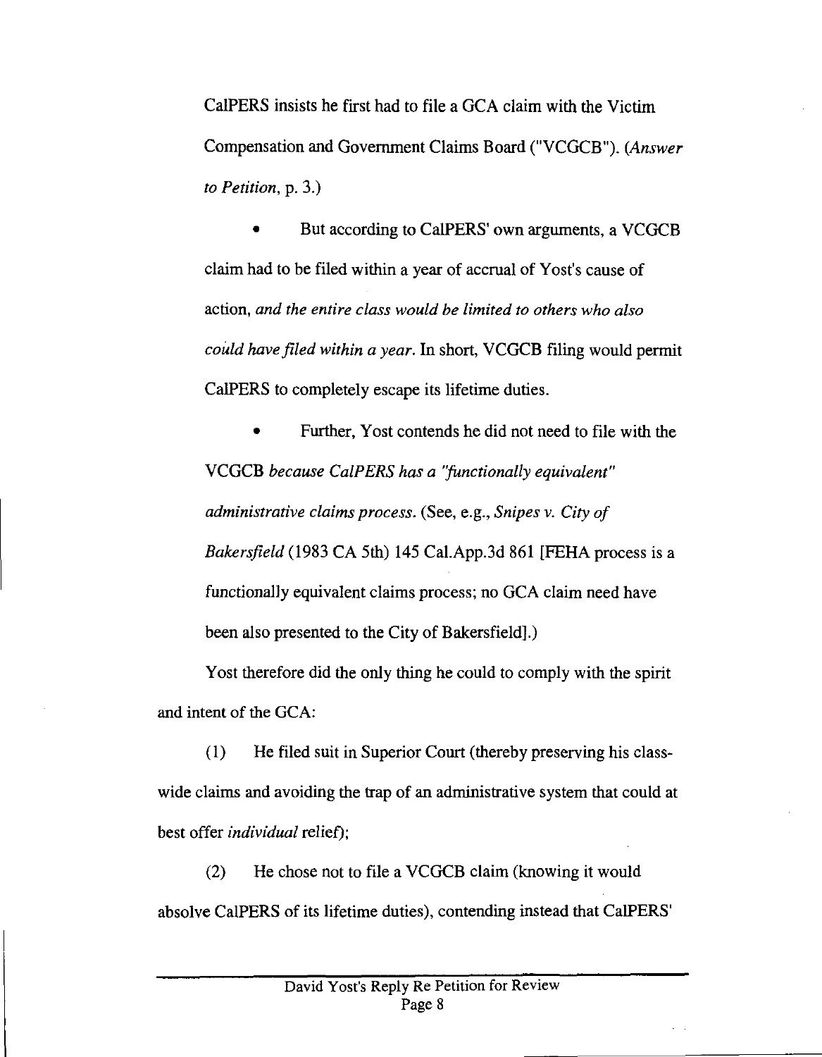CalPERS insists he first had to file a GCA claim with the Victim Compensation and Government Claims Board ("VCGCB"). (*Answer to Petition*, p. 3.)

- But according to CalPERS' own arguments, a VCGCB claim had to be filed within a year of accrual of Yost's cause of action, *and the entire class would be limited to others who also could have filed within a year.* In short, VCGCB filing would permit CalPERS to completely escape its lifetime duties.

- Further, Yost contends he did not need to file with the VCGCB *because CalPERS has a "functionally equivalent" administrative claims process.* (See, e.g., *Snipes v. City of Bakersfield* (1983 CA 5th) 145 Cal.App.3d 861 [FEHA process is a functionally equivalent claims process; no GCA claim need have been also presented to the City of Bakersfield].)

Yost therefore did the only thing he could to comply with the spirit and intent of the GCA:

(1) He filed suit in Superior Court (thereby preserving his class-wide claims and avoiding the trap of an administrative system that could at best offer *individual* relief);

(2) He chose not to file a VCGCB claim (knowing it would absolve CalPERS of its lifetime duties), contending instead that CalPERS'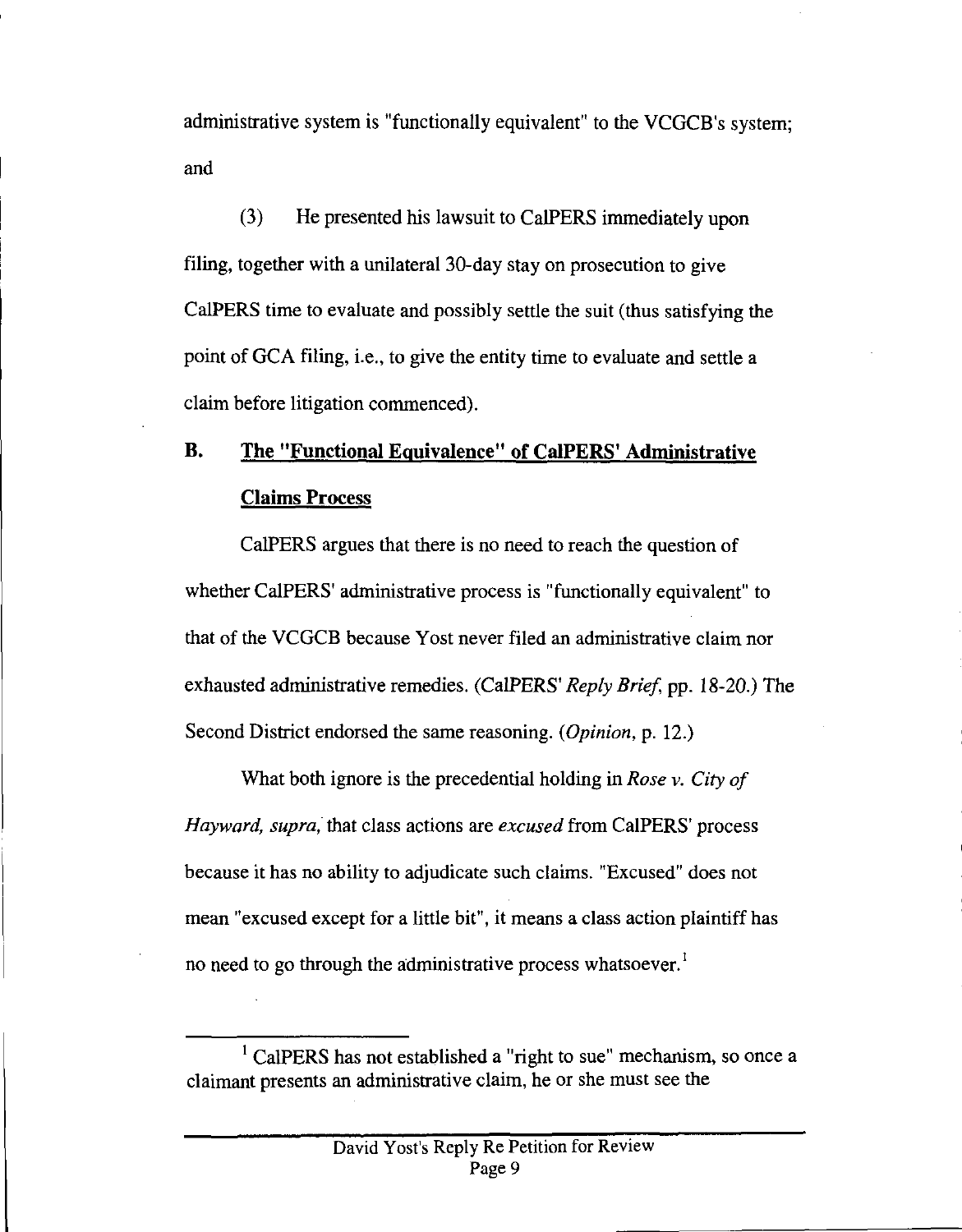administrative system is "functionally equivalent" to the VCGCB's system; and

(3) He presented his lawsuit to CalPERS immediately upon filing, together with a unilateral 30-day stay on prosecution to give CalPERS time to evaluate and possibly settle the suit (thus satisfying the point of GCA filing, i.e., to give the entity time to evaluate and settle a claim before litigation commenced).

## B. <u>The "Functional Equivalence" of CalPERS' Administrative Claims Process</u>

CalPERS argues that there is no need to reach the question of whether CalPERS' administrative process is "functionally equivalent" to that of the VCGCB because Yost never filed an administrative claim nor exhausted administrative remedies. (CalPERS' *Reply Brief*, pp. 18-20.) The Second District endorsed the same reasoning. (*Opinion*, p. 12.)

What both ignore is the precedential holding in *Rose v. City of Hayward, supra,* that class actions are *excused* from CalPERS' process because it has no ability to adjudicate such claims. "Excused" does not mean "excused except for a little bit", it means a class action plaintiff has no need to go through the administrative process whatsoever.[1]

---

[1] CalPERS has not established a "right to sue" mechanism, so once a claimant presents an administrative claim, he or she must see the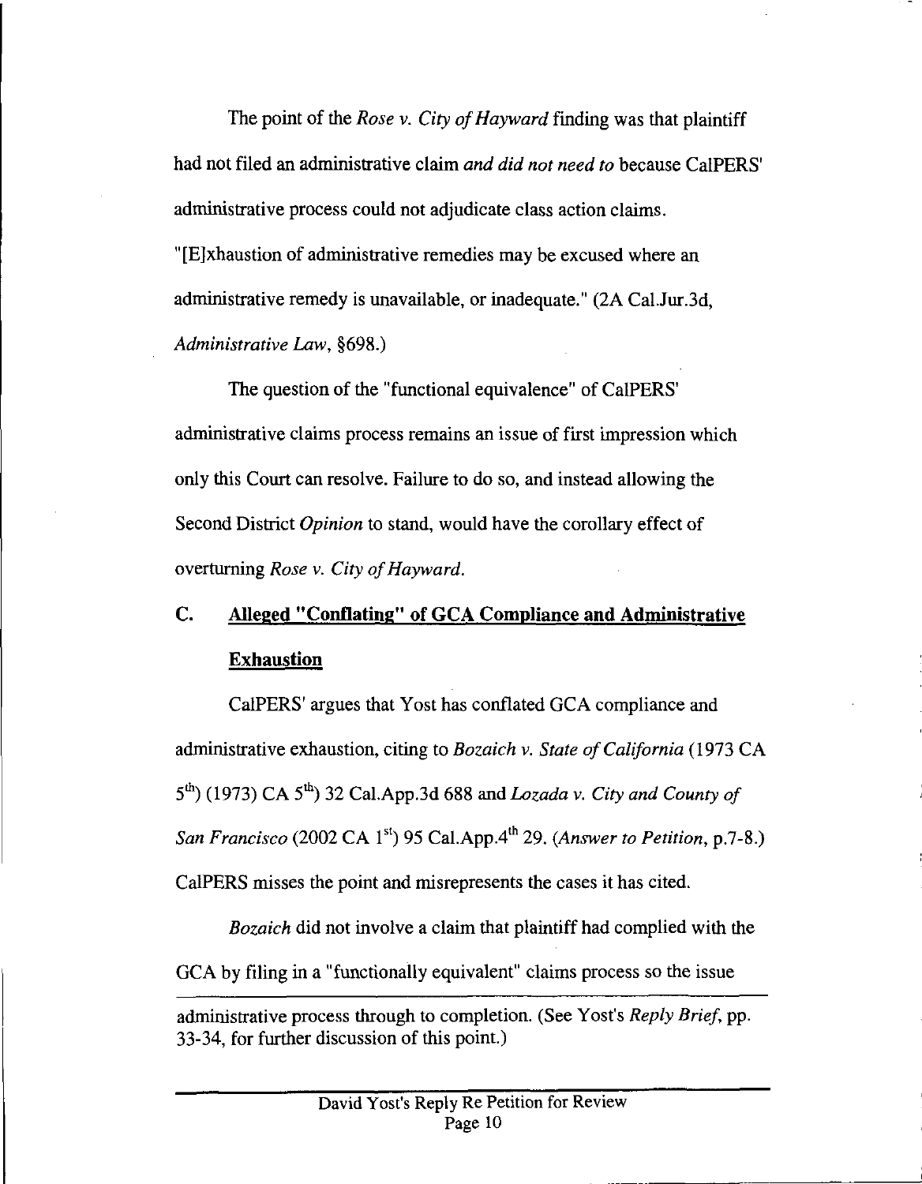The point of the *Rose v. City of Hayward* finding was that plaintiff had not filed an administrative claim *and did not need to* because CalPERS' administrative process could not adjudicate class action claims. "[E]xhaustion of administrative remedies may be excused where an administrative remedy is unavailable, or inadequate." (2A Cal.Jur.3d, *Administrative Law*, §698.)

The question of the "functional equivalence" of CalPERS' administrative claims process remains an issue of first impression which only this Court can resolve. Failure to do so, and instead allowing the Second District *Opinion* to stand, would have the corollary effect of overturning *Rose v. City of Hayward*.

## C. Alleged "Conflating" of GCA Compliance and Administrative Exhaustion

CalPERS' argues that Yost has conflated GCA compliance and administrative exhaustion, citing to *Bozaich v. State of California* (1973 CA 5th) (1973) CA 5th) 32 Cal.App.3d 688 and *Lozada v. City and County of San Francisco* (2002 CA 1st) 95 Cal.App.4th 29. (*Answer to Petition*, p.7-8.) CalPERS misses the point and misrepresents the cases it has cited.

*Bozaich* did not involve a claim that plaintiff had complied with the GCA by filing in a "functionally equivalent" claims process so the issue

---

administrative process through to completion. (See Yost's *Reply Brief*, pp. 33-34, for further discussion of this point.)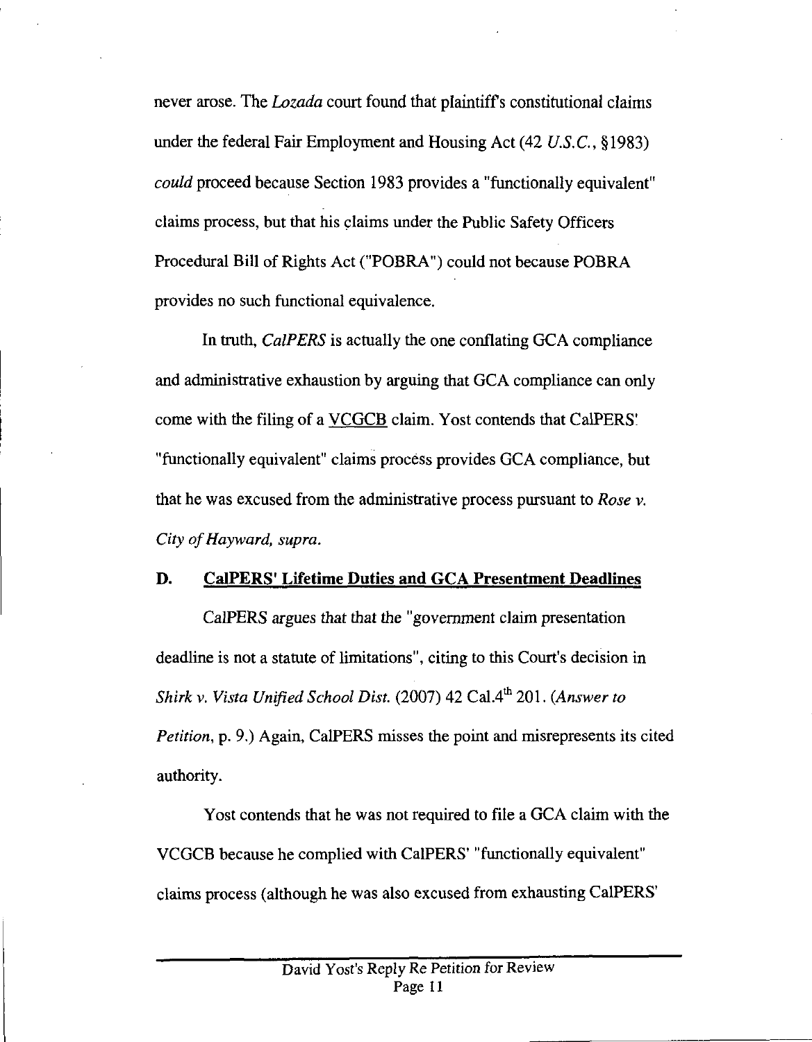never arose. The *Lozada* court found that plaintiff's constitutional claims under the federal Fair Employment and Housing Act (42 *U.S.C.*, §1983) *could* proceed because Section 1983 provides a "functionally equivalent" claims process, but that his claims under the Public Safety Officers Procedural Bill of Rights Act ("POBRA") could not because POBRA provides no such functional equivalence.

In truth, *CalPERS* is actually the one conflating GCA compliance and administrative exhaustion by arguing that GCA compliance can only come with the filing of a <u>VCGCB</u> claim. Yost contends that CalPERS' "functionally equivalent" claims process provides GCA compliance, but that he was excused from the administrative process pursuant to *Rose v. City of Hayward, supra.*

## D. <u>CalPERS' Lifetime Duties and GCA Presentment Deadlines</u>

CalPERS argues that that the "government claim presentation deadline is not a statute of limitations", citing to this Court's decision in *Shirk v. Vista Unified School Dist.* (2007) 42 Cal.4th 201. (*Answer to Petition*, p. 9.) Again, CalPERS misses the point and misrepresents its cited authority.

Yost contends that he was not required to file a GCA claim with the VCGCB because he complied with CalPERS' "functionally equivalent" claims process (although he was also excused from exhausting CalPERS'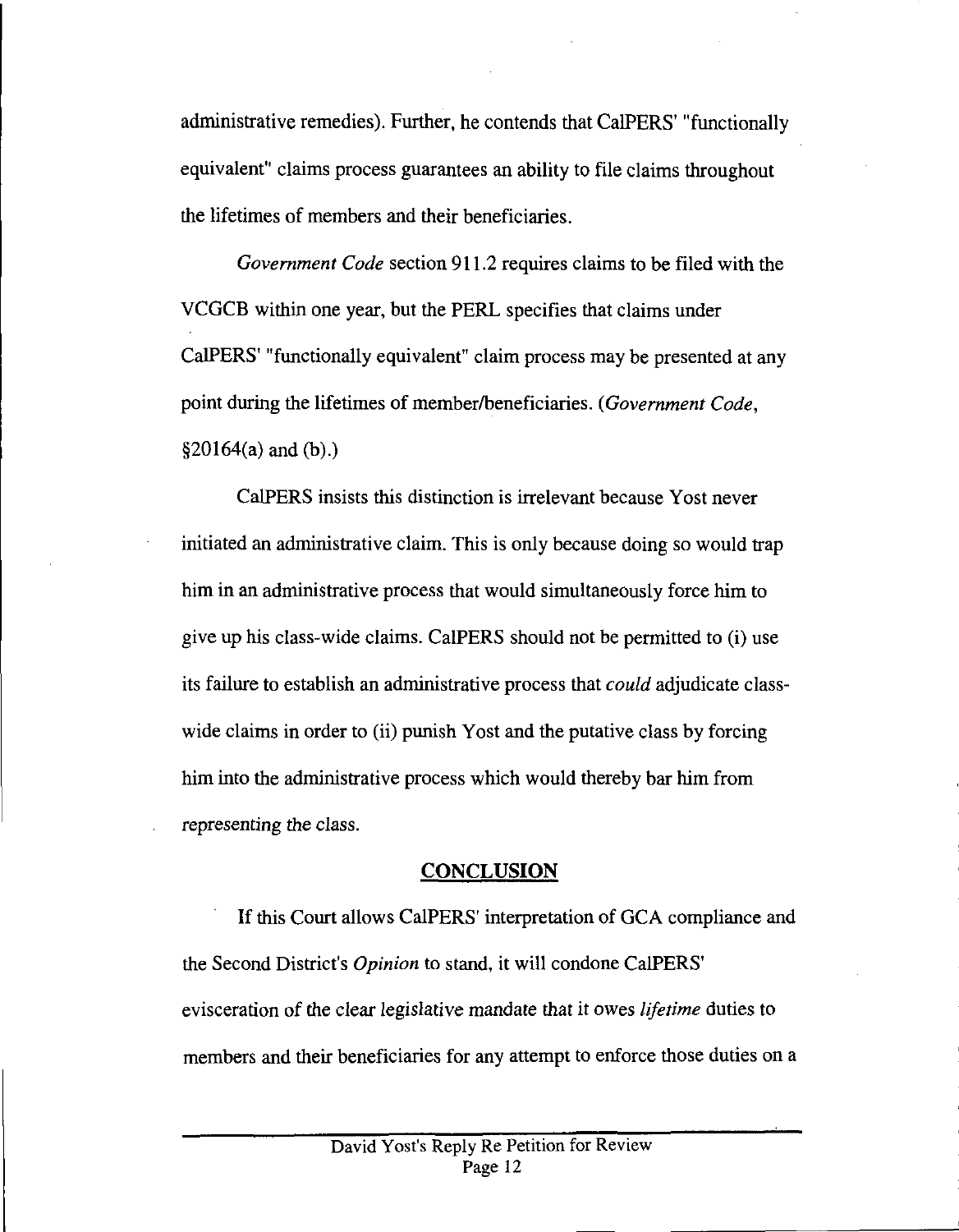administrative remedies). Further, he contends that CalPERS' "functionally equivalent" claims process guarantees an ability to file claims throughout the lifetimes of members and their beneficiaries.

*Government Code* section 911.2 requires claims to be filed with the VCGCB within one year, but the PERL specifies that claims under CalPERS' "functionally equivalent" claim process may be presented at any point during the lifetimes of member/beneficiaries. (*Government Code*, §20164(a) and (b).)

CalPERS insists this distinction is irrelevant because Yost never initiated an administrative claim. This is only because doing so would trap him in an administrative process that would simultaneously force him to give up his class-wide claims. CalPERS should not be permitted to (i) use its failure to establish an administrative process that *could* adjudicate class-wide claims in order to (ii) punish Yost and the putative class by forcing him into the administrative process which would thereby bar him from representing the class.

## CONCLUSION

If this Court allows CalPERS' interpretation of GCA compliance and the Second District's *Opinion* to stand, it will condone CalPERS' evisceration of the clear legislative mandate that it owes *lifetime* duties to members and their beneficiaries for any attempt to enforce those duties on a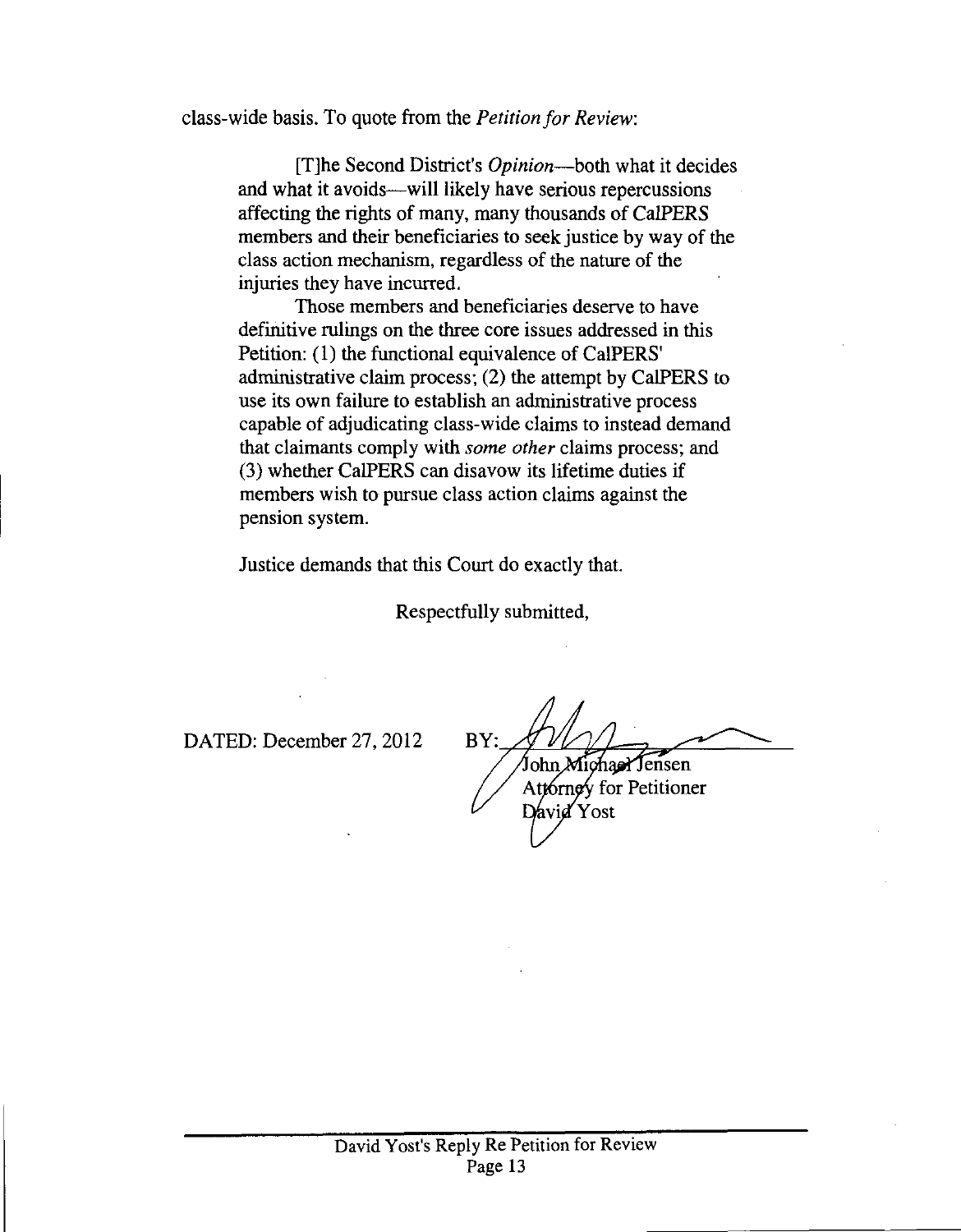class-wide basis. To quote from the *Petition for Review*:

> [T]he Second District's *Opinion*—both what it decides and what it avoids—will likely have serious repercussions affecting the rights of many, many thousands of CalPERS members and their beneficiaries to seek justice by way of the class action mechanism, regardless of the nature of the injuries they have incurred.
>
> Those members and beneficiaries deserve to have definitive rulings on the three core issues addressed in this Petition: (1) the functional equivalence of CalPERS' administrative claim process; (2) the attempt by CalPERS to use its own failure to establish an administrative process capable of adjudicating class-wide claims to instead demand that claimants comply with *some other* claims process; and (3) whether CalPERS can disavow its lifetime duties if members wish to pursue class action claims against the pension system.

Justice demands that this Court do exactly that.

Respectfully submitted,

DATED: December 27, 2012

BY: ______________________
John Michael Jensen
Attorney for Petitioner
David Yost

David Yost's Reply Re Petition for Review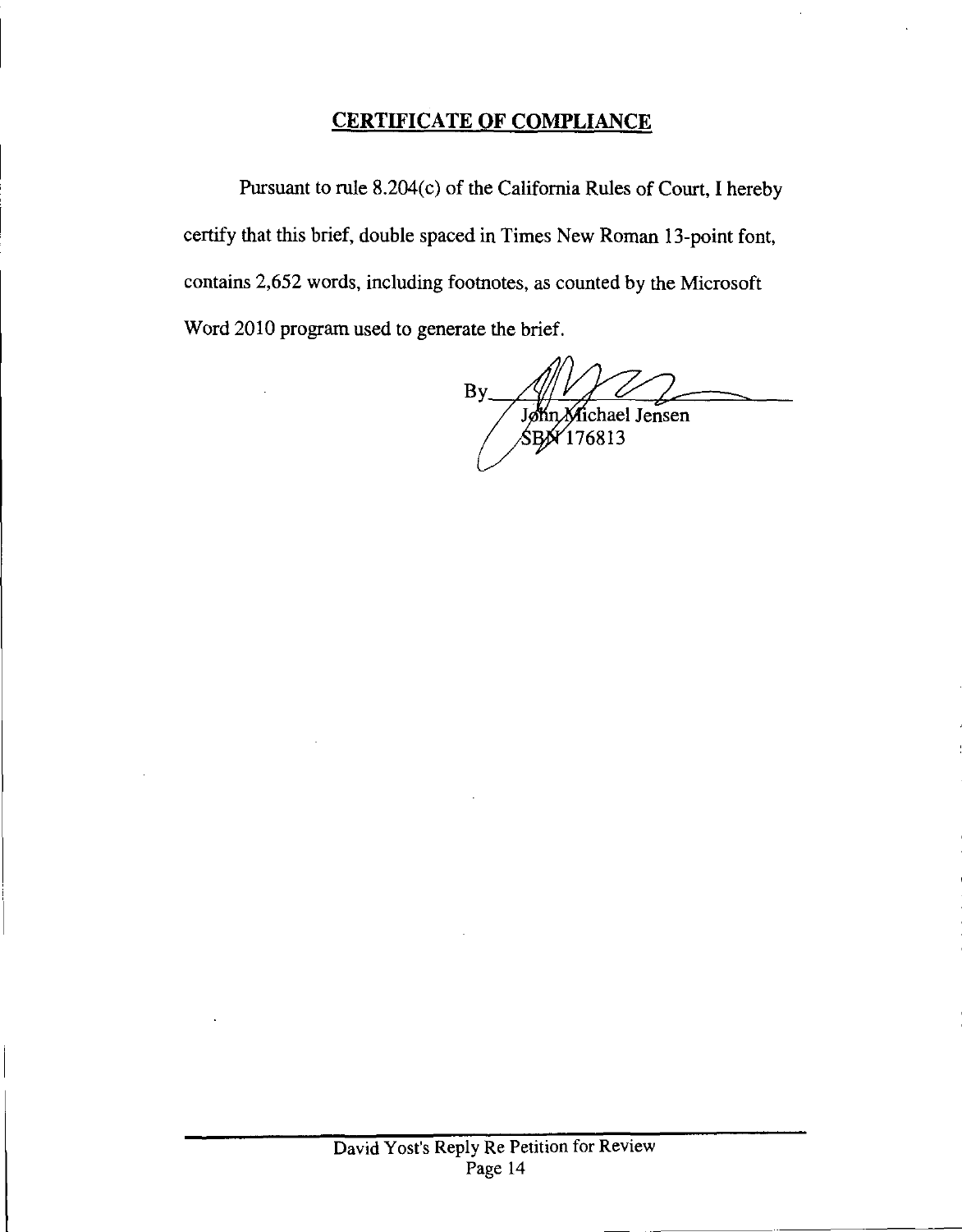## CERTIFICATE OF COMPLIANCE

Pursuant to rule 8.204(c) of the California Rules of Court, I hereby certify that this brief, double spaced in Times New Roman 13-point font, contains 2,652 words, including footnotes, as counted by the Microsoft Word 2010 program used to generate the brief.

By\_\_\_\_\_\_\_\_\_\_\_\_\_\_\_\_\_\_\_\_\_\_\_\_

John Michael Jensen
SBN 176813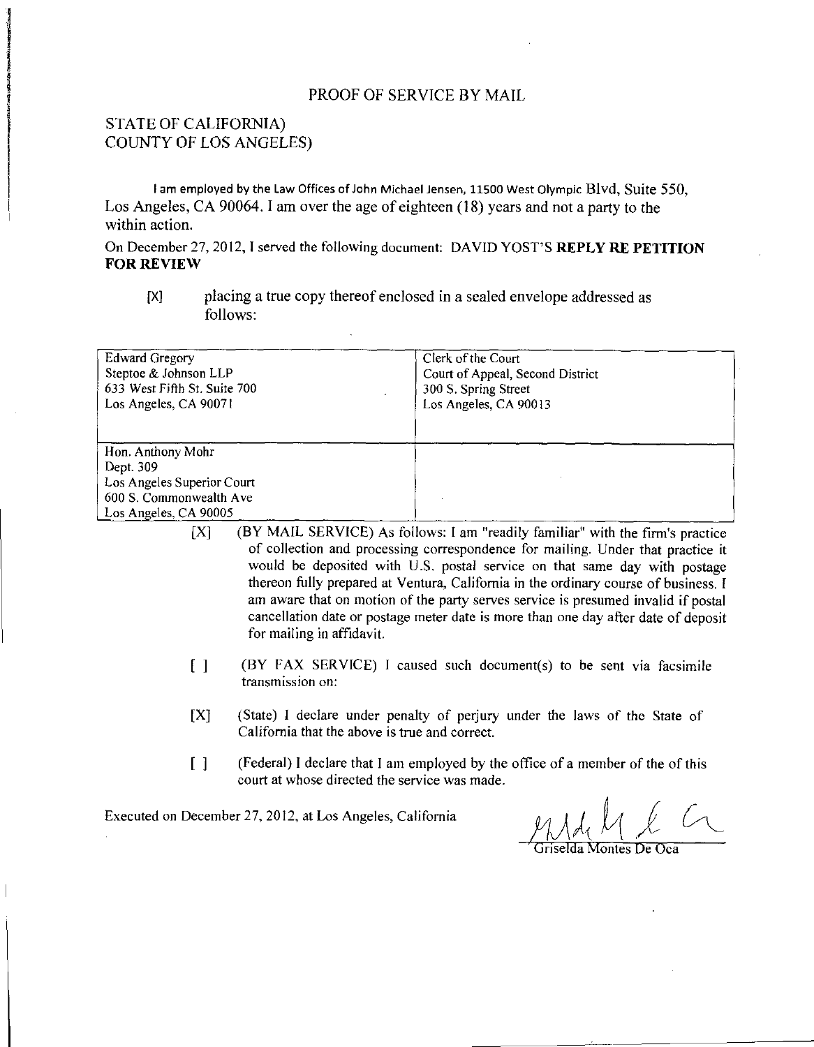# PROOF OF SERVICE BY MAIL

STATE OF CALIFORNIA)
COUNTY OF LOS ANGELES)

I am employed by the Law Offices of John Michael Jensen, 11500 West Olympic Blvd, Suite 550, Los Angeles, CA 90064. I am over the age of eighteen (18) years and not a party to the within action.

On December 27, 2012, I served the following document: DAVID YOST'S **REPLY RE PETITION FOR REVIEW**

[X] placing a true copy thereof enclosed in a sealed envelope addressed as follows:

| | |
|---|---|
| Edward Gregory<br>Steptoe & Johnson LLP<br>633 West Fifth St. Suite 700<br>Los Angeles, CA 90071 | Clerk of the Court<br>Court of Appeal, Second District<br>300 S. Spring Street<br>Los Angeles, CA 90013 |
| Hon. Anthony Mohr<br>Dept. 309<br>Los Angeles Superior Court<br>600 S. Commonwealth Ave<br>Los Angeles, CA 90005 | |

[X] (BY MAIL SERVICE) As follows: I am "readily familiar" with the firm's practice of collection and processing correspondence for mailing. Under that practice it would be deposited with U.S. postal service on that same day with postage thereon fully prepared at Ventura, California in the ordinary course of business. I am aware that on motion of the party serves service is presumed invalid if postal cancellation date or postage meter date is more than one day after date of deposit for mailing in affidavit.

[ ] (BY FAX SERVICE) I caused such document(s) to be sent via facsimile transmission on:

[X] (State) I declare under penalty of perjury under the laws of the State of California that the above is true and correct.

[ ] (Federal) I declare that I am employed by the office of a member of the of this court at whose directed the service was made.

Executed on December 27, 2012, at Los Angeles, California

Griselda Montes De Oca